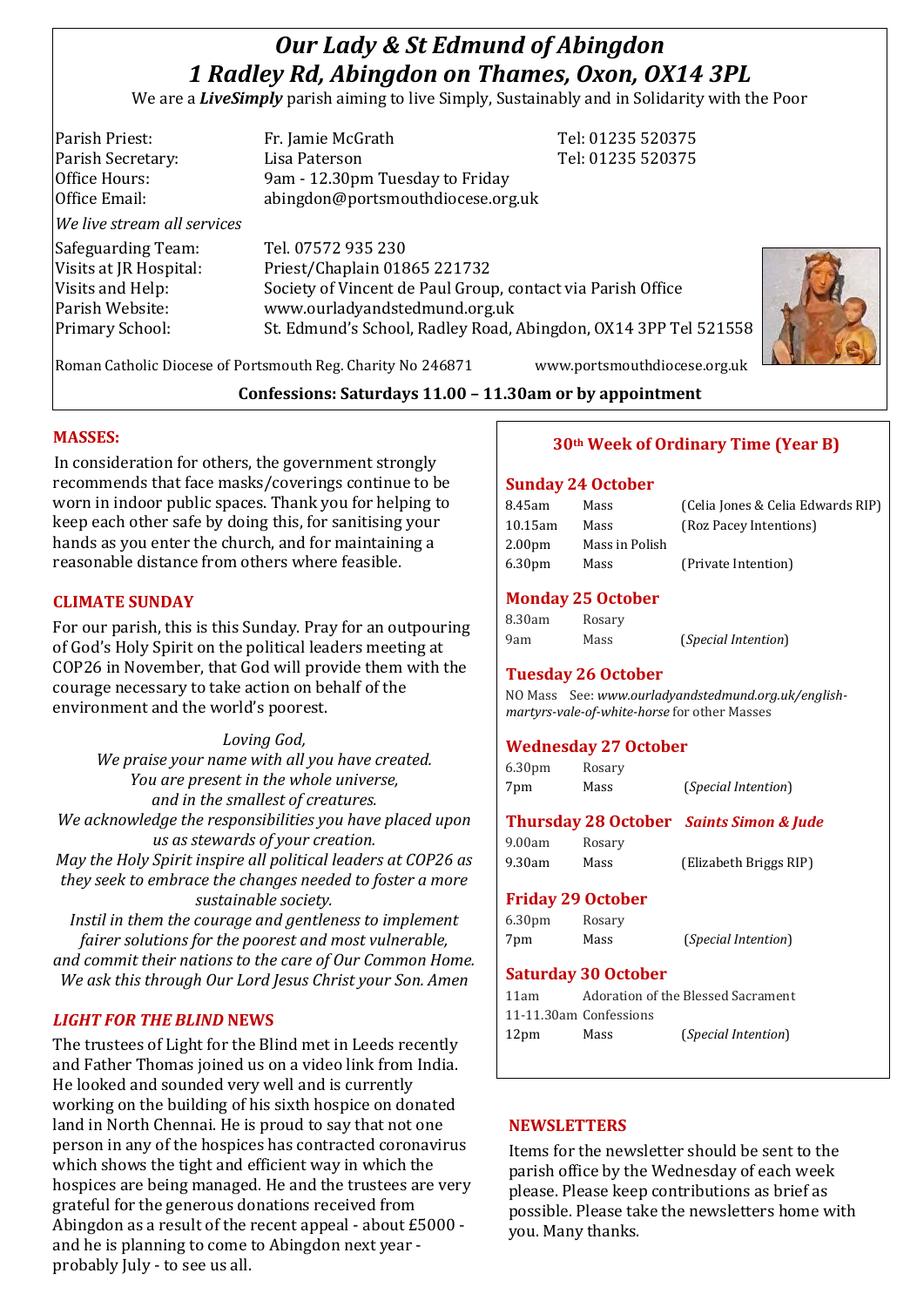# *Our Lady & St Edmund of Abingdon*
# *1 Radley Rd, Abingdon on Thames, Oxon, OX14 3PL*

We are a ***LiveSimply*** parish aiming to live Simply, Sustainably and in Solidarity with the Poor

Parish Priest: Fr. Jamie McGrath Tel: 01235 520375
Parish Secretary: Lisa Paterson Tel: 01235 520375
Office Hours: 9am - 12.30pm Tuesday to Friday
Office Email: abingdon@portsmouthdiocese.org.uk

*We live stream all services*

Safeguarding Team: Tel. 07572 935 230
Visits at JR Hospital: Priest/Chaplain 01865 221732
Visits and Help: Society of Vincent de Paul Group, contact via Parish Office
Parish Website: www.ourladyandstedmund.org.uk
Primary School: St. Edmund's School, Radley Road, Abingdon, OX14 3PP Tel 521558

Roman Catholic Diocese of Portsmouth Reg. Charity No 246871 www.portsmouthdiocese.org.uk

**Confessions: Saturdays 11.00 – 11.30am or by appointment**

## MASSES:

In consideration for others, the government strongly recommends that face masks/coverings continue to be worn in indoor public spaces. Thank you for helping to keep each other safe by doing this, for sanitising your hands as you enter the church, and for maintaining a reasonable distance from others where feasible.

## CLIMATE SUNDAY

For our parish, this is this Sunday. Pray for an outpouring of God's Holy Spirit on the political leaders meeting at COP26 in November, that God will provide them with the courage necessary to take action on behalf of the environment and the world's poorest.

*Loving God,*
*We praise your name with all you have created.*
*You are present in the whole universe,*
*and in the smallest of creatures.*
*We acknowledge the responsibilities you have placed upon us as stewards of your creation.*
*May the Holy Spirit inspire all political leaders at COP26 as they seek to embrace the changes needed to foster a more sustainable society.*
*Instil in them the courage and gentleness to implement fairer solutions for the poorest and most vulnerable,*
*and commit their nations to the care of Our Common Home.*
*We ask this through Our Lord Jesus Christ your Son. Amen*

## *LIGHT FOR THE BLIND* NEWS

The trustees of Light for the Blind met in Leeds recently and Father Thomas joined us on a video link from India. He looked and sounded very well and is currently working on the building of his sixth hospice on donated land in North Chennai. He is proud to say that not one person in any of the hospices has contracted coronavirus which shows the tight and efficient way in which the hospices are being managed. He and the trustees are very grateful for the generous donations received from Abingdon as a result of the recent appeal - about £5000 - and he is planning to come to Abingdon next year - probably July - to see us all.

## 30th Week of Ordinary Time (Year B)

### Sunday 24 October

| | | |
|---|---|---|
| 8.45am | Mass | (Celia Jones & Celia Edwards RIP) |
| 10.15am | Mass | (Roz Pacey Intentions) |
| 2.00pm | Mass in Polish | |
| 6.30pm | Mass | (Private Intention) |

### Monday 25 October

| | | |
|---|---|---|
| 8.30am | Rosary | |
| 9am | Mass | (*Special Intention*) |

### Tuesday 26 October

NO Mass See: *www.ourladyandstedmund.org.uk/english-martyrs-vale-of-white-horse* for other Masses

### Wednesday 27 October

| | | |
|---|---|---|
| 6.30pm | Rosary | |
| 7pm | Mass | (*Special Intention*) |

### Thursday 28 October *Saints Simon & Jude*

| | | |
|---|---|---|
| 9.00am | Rosary | |
| 9.30am | Mass | (Elizabeth Briggs RIP) |

### Friday 29 October

| | | |
|---|---|---|
| 6.30pm | Rosary | |
| 7pm | Mass | (*Special Intention*) |

### Saturday 30 October

| | | |
|---|---|---|
| 11am | Adoration of the Blessed Sacrament | |
| 11-11.30am | Confessions | |
| 12pm | Mass | (*Special Intention*) |

## NEWSLETTERS

Items for the newsletter should be sent to the parish office by the Wednesday of each week please. Please keep contributions as brief as possible. Please take the newsletters home with you. Many thanks.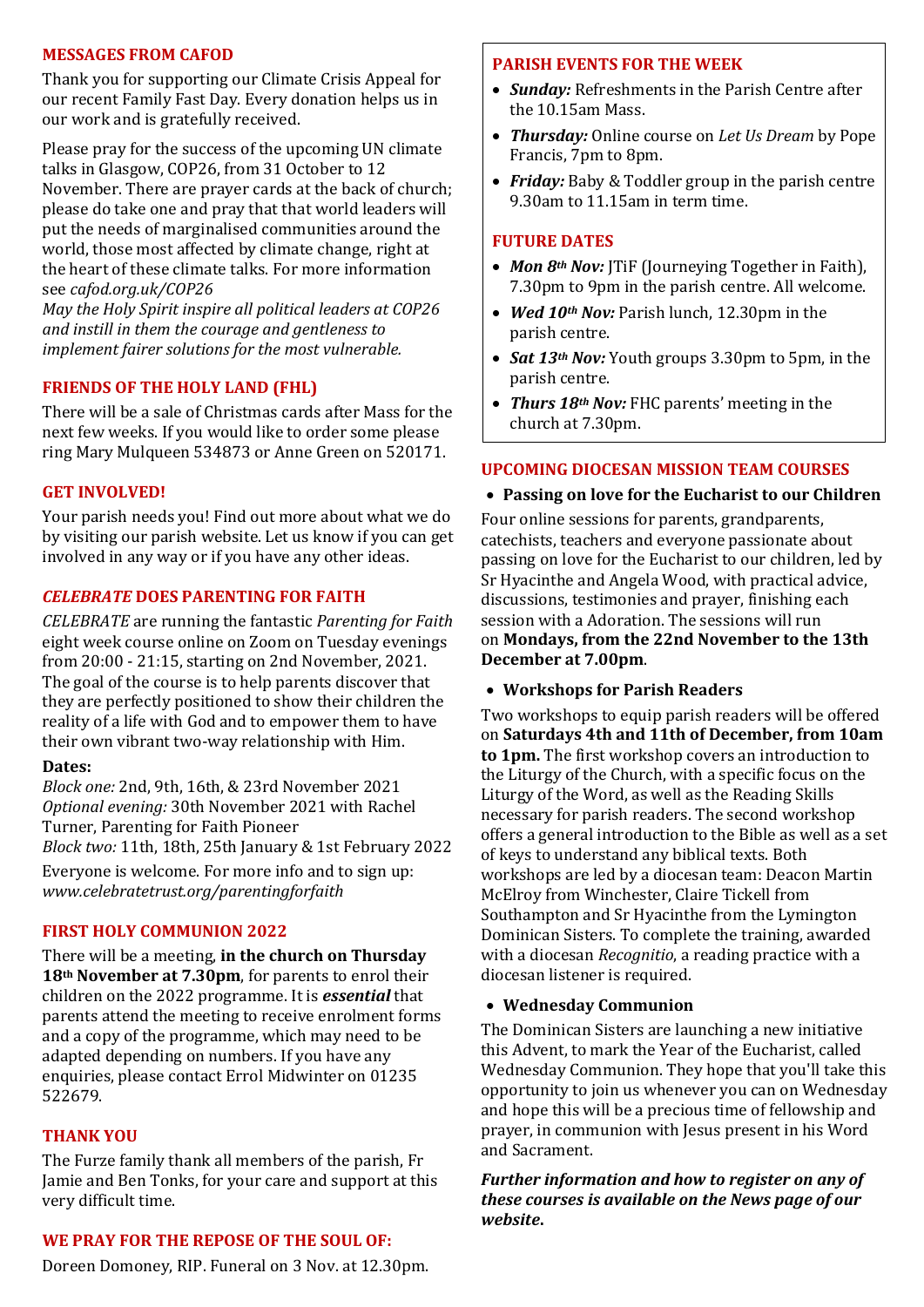## MESSAGES FROM CAFOD

Thank you for supporting our Climate Crisis Appeal for our recent Family Fast Day. Every donation helps us in our work and is gratefully received.

Please pray for the success of the upcoming UN climate talks in Glasgow, COP26, from 31 October to 12 November. There are prayer cards at the back of church; please do take one and pray that that world leaders will put the needs of marginalised communities around the world, those most affected by climate change, right at the heart of these climate talks. For more information see *cafod.org.uk/COP26*

*May the Holy Spirit inspire all political leaders at COP26 and instill in them the courage and gentleness to implement fairer solutions for the most vulnerable.*

## FRIENDS OF THE HOLY LAND (FHL)

There will be a sale of Christmas cards after Mass for the next few weeks. If you would like to order some please ring Mary Mulqueen 534873 or Anne Green on 520171.

## GET INVOLVED!

Your parish needs you! Find out more about what we do by visiting our parish website. Let us know if you can get involved in any way or if you have any other ideas.

## *CELEBRATE* DOES PARENTING FOR FAITH

*CELEBRATE* are running the fantastic *Parenting for Faith* eight week course online on Zoom on Tuesday evenings from 20:00 - 21:15, starting on 2nd November, 2021. The goal of the course is to help parents discover that they are perfectly positioned to show their children the reality of a life with God and to empower them to have their own vibrant two-way relationship with Him.

**Dates:**

*Block one:* 2nd, 9th, 16th, & 23rd November 2021
*Optional evening:* 30th November 2021 with Rachel Turner, Parenting for Faith Pioneer
*Block two:* 11th, 18th, 25th January & 1st February 2022

Everyone is welcome. For more info and to sign up: *www.celebratetrust.org/parentingforfaith*

## FIRST HOLY COMMUNION 2022

There will be a meeting, **in the church on Thursday 18th November at 7.30pm**, for parents to enrol their children on the 2022 programme. It is ***essential*** that parents attend the meeting to receive enrolment forms and a copy of the programme, which may need to be adapted depending on numbers. If you have any enquiries, please contact Errol Midwinter on 01235 522679.

## THANK YOU

The Furze family thank all members of the parish, Fr Jamie and Ben Tonks, for your care and support at this very difficult time.

## WE PRAY FOR THE REPOSE OF THE SOUL OF:

Doreen Domoney, RIP. Funeral on 3 Nov. at 12.30pm.

## PARISH EVENTS FOR THE WEEK

- ***Sunday:*** Refreshments in the Parish Centre after the 10.15am Mass.
- ***Thursday:*** Online course on *Let Us Dream* by Pope Francis, 7pm to 8pm.
- ***Friday:*** Baby & Toddler group in the parish centre 9.30am to 11.15am in term time.

## FUTURE DATES

- ***Mon 8th Nov:*** JTiF (Journeying Together in Faith), 7.30pm to 9pm in the parish centre. All welcome.
- ***Wed 10th Nov:*** Parish lunch, 12.30pm in the parish centre.
- ***Sat 13th Nov:*** Youth groups 3.30pm to 5pm, in the parish centre.
- ***Thurs 18th Nov:*** FHC parents' meeting in the church at 7.30pm.

## UPCOMING DIOCESAN MISSION TEAM COURSES

- **Passing on love for the Eucharist to our Children**

Four online sessions for parents, grandparents, catechists, teachers and everyone passionate about passing on love for the Eucharist to our children, led by Sr Hyacinthe and Angela Wood, with practical advice, discussions, testimonies and prayer, finishing each session with a Adoration. The sessions will run on **Mondays, from the 22nd November to the 13th December at 7.00pm**.

- **Workshops for Parish Readers**

Two workshops to equip parish readers will be offered on **Saturdays 4th and 11th of December, from 10am to 1pm.** The first workshop covers an introduction to the Liturgy of the Church, with a specific focus on the Liturgy of the Word, as well as the Reading Skills necessary for parish readers. The second workshop offers a general introduction to the Bible as well as a set of keys to understand any biblical texts. Both workshops are led by a diocesan team: Deacon Martin McElroy from Winchester, Claire Tickell from Southampton and Sr Hyacinthe from the Lymington Dominican Sisters. To complete the training, awarded with a diocesan *Recognitio*, a reading practice with a diocesan listener is required.

- **Wednesday Communion**

The Dominican Sisters are launching a new initiative this Advent, to mark the Year of the Eucharist, called Wednesday Communion. They hope that you'll take this opportunity to join us whenever you can on Wednesday and hope this will be a precious time of fellowship and prayer, in communion with Jesus present in his Word and Sacrament.

***Further information and how to register on any of these courses is available on the News page of our website.***